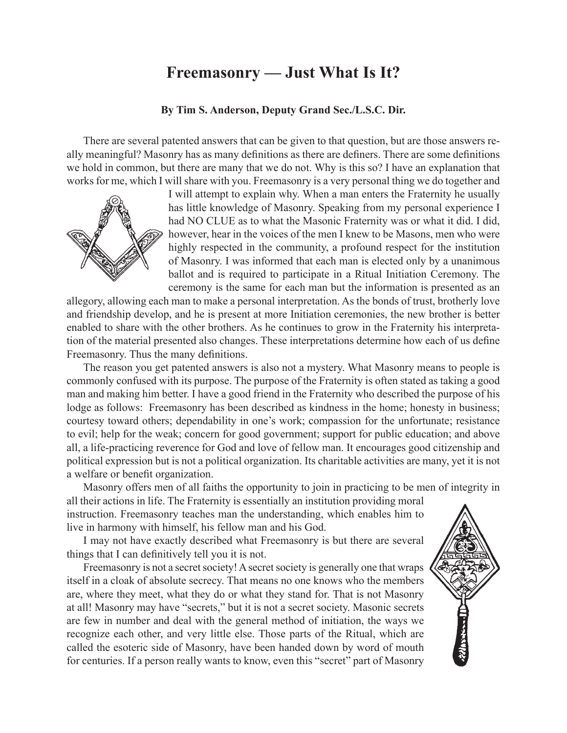# Freemasonry — Just What Is It?

**By Tim S. Anderson, Deputy Grand Sec./L.S.C. Dir.**

There are several patented answers that can be given to that question, but are those answers really meaningful? Masonry has as many definitions as there are definers. There are some definitions we hold in common, but there are many that we do not. Why is this so? I have an explanation that works for me, which I will share with you. Freemasonry is a very personal thing we do together and I will attempt to explain why. When a man enters the Fraternity he usually has little knowledge of Masonry. Speaking from my personal experience I had NO CLUE as to what the Masonic Fraternity was or what it did. I did, however, hear in the voices of the men I knew to be Masons, men who were highly respected in the community, a profound respect for the institution of Masonry. I was informed that each man is elected only by a unanimous ballot and is required to participate in a Ritual Initiation Ceremony. The ceremony is the same for each man but the information is presented as an allegory, allowing each man to make a personal interpretation. As the bonds of trust, brotherly love and friendship develop, and he is present at more Initiation ceremonies, the new brother is better enabled to share with the other brothers. As he continues to grow in the Fraternity his interpretation of the material presented also changes. These interpretations determine how each of us define Freemasonry. Thus the many definitions.

The reason you get patented answers is also not a mystery. What Masonry means to people is commonly confused with its purpose. The purpose of the Fraternity is often stated as taking a good man and making him better. I have a good friend in the Fraternity who described the purpose of his lodge as follows: Freemasonry has been described as kindness in the home; honesty in business; courtesy toward others; dependability in one's work; compassion for the unfortunate; resistance to evil; help for the weak; concern for good government; support for public education; and above all, a life-practicing reverence for God and love of fellow man. It encourages good citizenship and political expression but is not a political organization. Its charitable activities are many, yet it is not a welfare or benefit organization.

Masonry offers men of all faiths the opportunity to join in practicing to be men of integrity in all their actions in life. The Fraternity is essentially an institution providing moral instruction. Freemasonry teaches man the understanding, which enables him to live in harmony with himself, his fellow man and his God.

I may not have exactly described what Freemasonry is but there are several things that I can definitively tell you it is not.

Freemasonry is not a secret society! A secret society is generally one that wraps itself in a cloak of absolute secrecy. That means no one knows who the members are, where they meet, what they do or what they stand for. That is not Masonry at all! Masonry may have "secrets," but it is not a secret society. Masonic secrets are few in number and deal with the general method of initiation, the ways we recognize each other, and very little else. Those parts of the Ritual, which are called the esoteric side of Masonry, have been handed down by word of mouth for centuries. If a person really wants to know, even this "secret" part of Masonry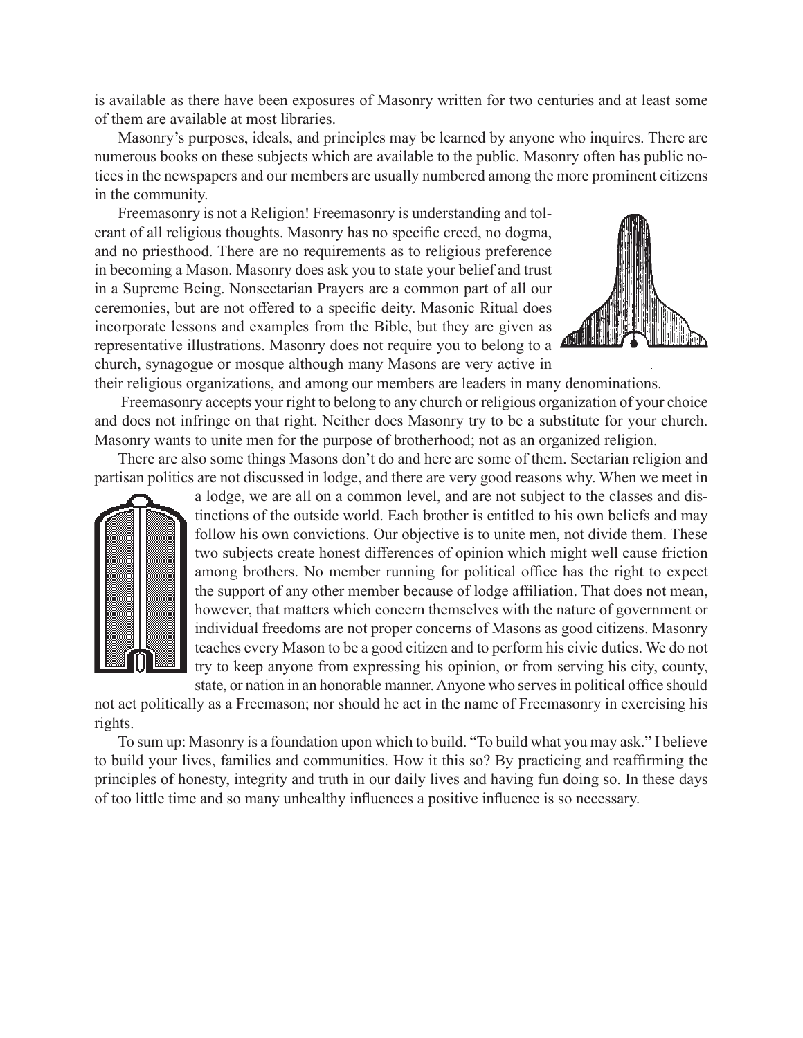is available as there have been exposures of Masonry written for two centuries and at least some of them are available at most libraries.

Masonry's purposes, ideals, and principles may be learned by anyone who inquires. There are numerous books on these subjects which are available to the public. Masonry often has public notices in the newspapers and our members are usually numbered among the more prominent citizens in the community.

Freemasonry is not a Religion! Freemasonry is understanding and tolerant of all religious thoughts. Masonry has no specific creed, no dogma, and no priesthood. There are no requirements as to religious preference in becoming a Mason. Masonry does ask you to state your belief and trust in a Supreme Being. Nonsectarian Prayers are a common part of all our ceremonies, but are not offered to a specific deity. Masonic Ritual does incorporate lessons and examples from the Bible, but they are given as representative illustrations. Masonry does not require you to belong to a church, synagogue or mosque although many Masons are very active in their religious organizations, and among our members are leaders in many denominations.

Freemasonry accepts your right to belong to any church or religious organization of your choice and does not infringe on that right. Neither does Masonry try to be a substitute for your church. Masonry wants to unite men for the purpose of brotherhood; not as an organized religion.

There are also some things Masons don't do and here are some of them. Sectarian religion and partisan politics are not discussed in lodge, and there are very good reasons why. When we meet in a lodge, we are all on a common level, and are not subject to the classes and distinctions of the outside world. Each brother is entitled to his own beliefs and may follow his own convictions. Our objective is to unite men, not divide them. These two subjects create honest differences of opinion which might well cause friction among brothers. No member running for political office has the right to expect the support of any other member because of lodge affiliation. That does not mean, however, that matters which concern themselves with the nature of government or individual freedoms are not proper concerns of Masons as good citizens. Masonry teaches every Mason to be a good citizen and to perform his civic duties. We do not try to keep anyone from expressing his opinion, or from serving his city, county, state, or nation in an honorable manner. Anyone who serves in political office should not act politically as a Freemason; nor should he act in the name of Freemasonry in exercising his rights.

To sum up: Masonry is a foundation upon which to build. "To build what you may ask." I believe to build your lives, families and communities. How it this so? By practicing and reaffirming the principles of honesty, integrity and truth in our daily lives and having fun doing so. In these days of too little time and so many unhealthy influences a positive influence is so necessary.